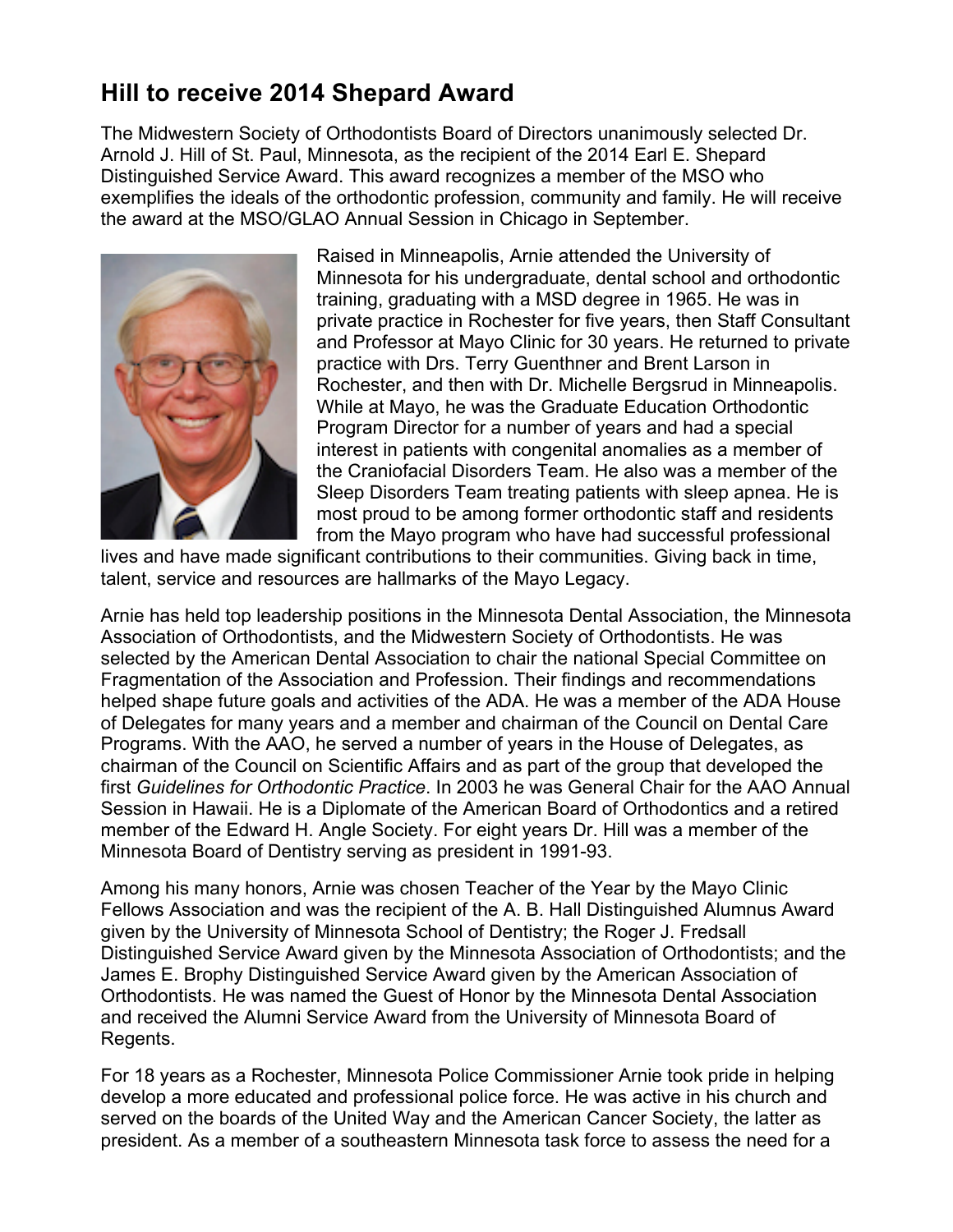# Hill to receive 2014 Shepard Award

The Midwestern Society of Orthodontists Board of Directors unanimously selected Dr. Arnold J. Hill of St. Paul, Minnesota, as the recipient of the 2014 Earl E. Shepard Distinguished Service Award. This award recognizes a member of the MSO who exemplifies the ideals of the orthodontic profession, community and family. He will receive the award at the MSO/GLAO Annual Session in Chicago in September.

Raised in Minneapolis, Arnie attended the University of Minnesota for his undergraduate, dental school and orthodontic training, graduating with a MSD degree in 1965. He was in private practice in Rochester for five years, then Staff Consultant and Professor at Mayo Clinic for 30 years. He returned to private practice with Drs. Terry Guenthner and Brent Larson in Rochester, and then with Dr. Michelle Bergsrud in Minneapolis. While at Mayo, he was the Graduate Education Orthodontic Program Director for a number of years and had a special interest in patients with congenital anomalies as a member of the Craniofacial Disorders Team. He also was a member of the Sleep Disorders Team treating patients with sleep apnea. He is most proud to be among former orthodontic staff and residents from the Mayo program who have had successful professional lives and have made significant contributions to their communities. Giving back in time, talent, service and resources are hallmarks of the Mayo Legacy.

Arnie has held top leadership positions in the Minnesota Dental Association, the Minnesota Association of Orthodontists, and the Midwestern Society of Orthodontists. He was selected by the American Dental Association to chair the national Special Committee on Fragmentation of the Association and Profession. Their findings and recommendations helped shape future goals and activities of the ADA. He was a member of the ADA House of Delegates for many years and a member and chairman of the Council on Dental Care Programs. With the AAO, he served a number of years in the House of Delegates, as chairman of the Council on Scientific Affairs and as part of the group that developed the first *Guidelines for Orthodontic Practice*. In 2003 he was General Chair for the AAO Annual Session in Hawaii. He is a Diplomate of the American Board of Orthodontics and a retired member of the Edward H. Angle Society. For eight years Dr. Hill was a member of the Minnesota Board of Dentistry serving as president in 1991-93.

Among his many honors, Arnie was chosen Teacher of the Year by the Mayo Clinic Fellows Association and was the recipient of the A. B. Hall Distinguished Alumnus Award given by the University of Minnesota School of Dentistry; the Roger J. Fredsall Distinguished Service Award given by the Minnesota Association of Orthodontists; and the James E. Brophy Distinguished Service Award given by the American Association of Orthodontists. He was named the Guest of Honor by the Minnesota Dental Association and received the Alumni Service Award from the University of Minnesota Board of Regents.

For 18 years as a Rochester, Minnesota Police Commissioner Arnie took pride in helping develop a more educated and professional police force. He was active in his church and served on the boards of the United Way and the American Cancer Society, the latter as president. As a member of a southeastern Minnesota task force to assess the need for a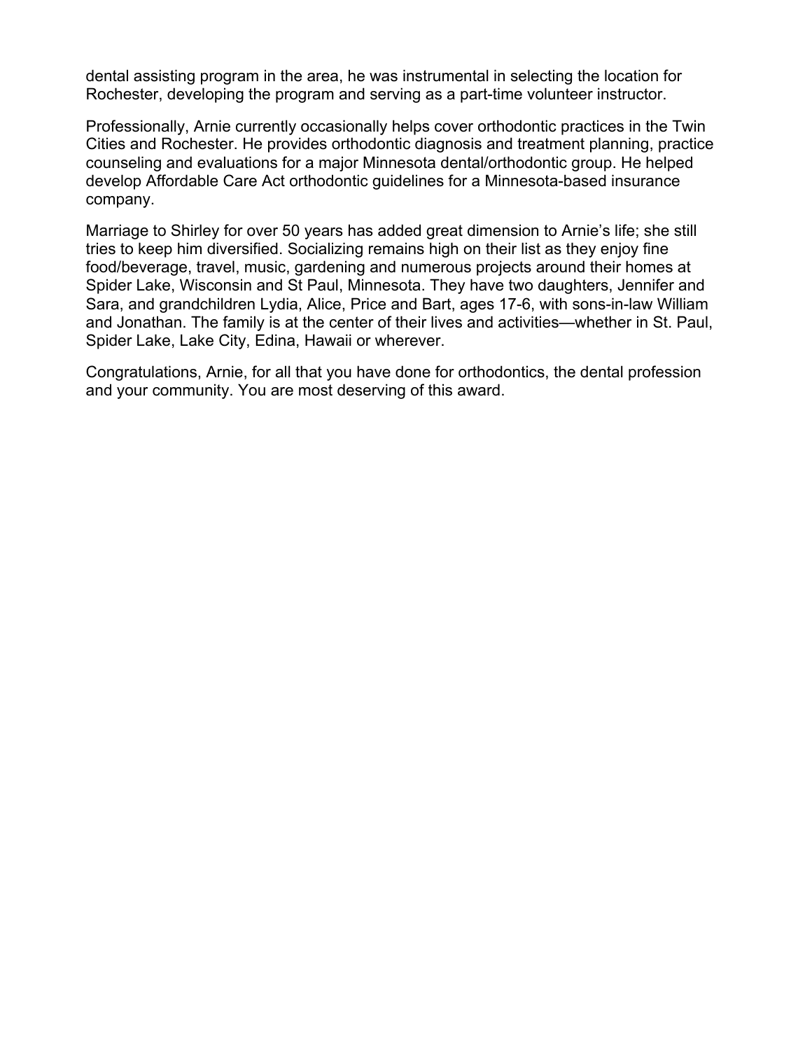dental assisting program in the area, he was instrumental in selecting the location for Rochester, developing the program and serving as a part-time volunteer instructor.

Professionally, Arnie currently occasionally helps cover orthodontic practices in the Twin Cities and Rochester. He provides orthodontic diagnosis and treatment planning, practice counseling and evaluations for a major Minnesota dental/orthodontic group. He helped develop Affordable Care Act orthodontic guidelines for a Minnesota-based insurance company.

Marriage to Shirley for over 50 years has added great dimension to Arnie's life; she still tries to keep him diversified. Socializing remains high on their list as they enjoy fine food/beverage, travel, music, gardening and numerous projects around their homes at Spider Lake, Wisconsin and St Paul, Minnesota. They have two daughters, Jennifer and Sara, and grandchildren Lydia, Alice, Price and Bart, ages 17-6, with sons-in-law William and Jonathan. The family is at the center of their lives and activities—whether in St. Paul, Spider Lake, Lake City, Edina, Hawaii or wherever.

Congratulations, Arnie, for all that you have done for orthodontics, the dental profession and your community. You are most deserving of this award.